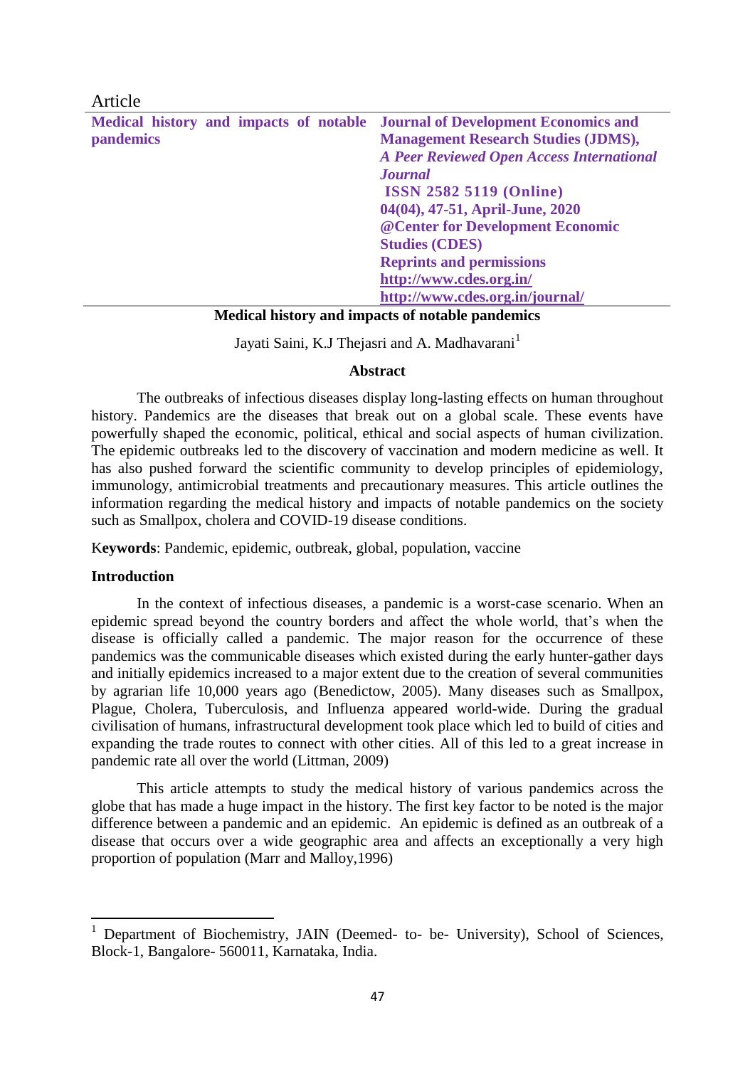Article

**Medical history and impacts of notable pandemics**

**Journal of Development Economics and Management Research Studies (JDMS),**
***A Peer Reviewed Open Access International Journal***
**ISSN 2582 5119 (Online)**
**04(04), 47-51, April-June, 2020**
**@Center for Development Economic Studies (CDES)**
**Reprints and permissions**
**http://www.cdes.org.in/**
**http://www.cdes.org.in/journal/**

# Medical history and impacts of notable pandemics

Jayati Saini, K.J Thejasri and A. Madhavarani[1]

## Abstract

The outbreaks of infectious diseases display long-lasting effects on human throughout history. Pandemics are the diseases that break out on a global scale. These events have powerfully shaped the economic, political, ethical and social aspects of human civilization. The epidemic outbreaks led to the discovery of vaccination and modern medicine as well. It has also pushed forward the scientific community to develop principles of epidemiology, immunology, antimicrobial treatments and precautionary measures. This article outlines the information regarding the medical history and impacts of notable pandemics on the society such as Smallpox, cholera and COVID-19 disease conditions.

**Keywords**: Pandemic, epidemic, outbreak, global, population, vaccine

## Introduction

In the context of infectious diseases, a pandemic is a worst-case scenario. When an epidemic spread beyond the country borders and affect the whole world, that's when the disease is officially called a pandemic. The major reason for the occurrence of these pandemics was the communicable diseases which existed during the early hunter-gather days and initially epidemics increased to a major extent due to the creation of several communities by agrarian life 10,000 years ago (Benedictow, 2005). Many diseases such as Smallpox, Plague, Cholera, Tuberculosis, and Influenza appeared world-wide. During the gradual civilisation of humans, infrastructural development took place which led to build of cities and expanding the trade routes to connect with other cities. All of this led to a great increase in pandemic rate all over the world (Littman, 2009)

This article attempts to study the medical history of various pandemics across the globe that has made a huge impact in the history. The first key factor to be noted is the major difference between a pandemic and an epidemic. An epidemic is defined as an outbreak of a disease that occurs over a wide geographic area and affects an exceptionally a very high proportion of population (Marr and Malloy,1996)

[1] Department of Biochemistry, JAIN (Deemed- to- be- University), School of Sciences, Block-1, Bangalore- 560011, Karnataka, India.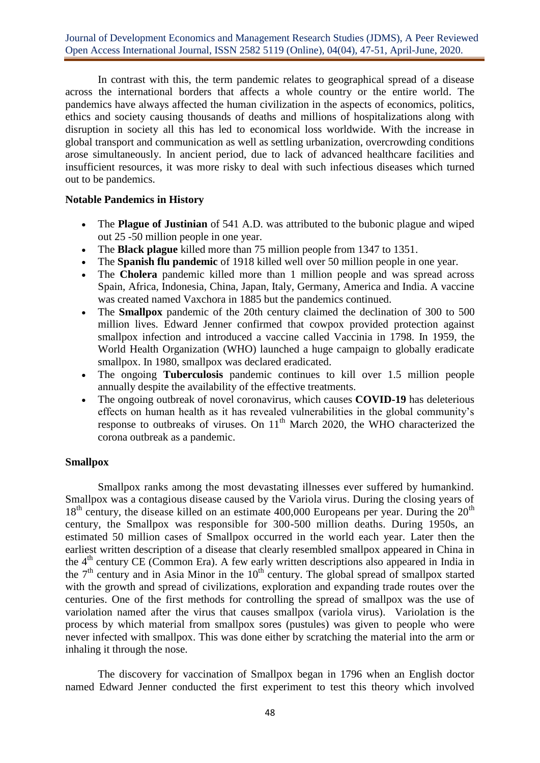In contrast with this, the term pandemic relates to geographical spread of a disease across the international borders that affects a whole country or the entire world. The pandemics have always affected the human civilization in the aspects of economics, politics, ethics and society causing thousands of deaths and millions of hospitalizations along with disruption in society all this has led to economical loss worldwide. With the increase in global transport and communication as well as settling urbanization, overcrowding conditions arose simultaneously. In ancient period, due to lack of advanced healthcare facilities and insufficient resources, it was more risky to deal with such infectious diseases which turned out to be pandemics.

**Notable Pandemics in History**

- The **Plague of Justinian** of 541 A.D. was attributed to the bubonic plague and wiped out 25 -50 million people in one year.
- The **Black plague** killed more than 75 million people from 1347 to 1351.
- The **Spanish flu pandemic** of 1918 killed well over 50 million people in one year.
- The **Cholera** pandemic killed more than 1 million people and was spread across Spain, Africa, Indonesia, China, Japan, Italy, Germany, America and India. A vaccine was created named Vaxchora in 1885 but the pandemics continued.
- The **Smallpox** pandemic of the 20th century claimed the declination of 300 to 500 million lives. Edward Jenner confirmed that cowpox provided protection against smallpox infection and introduced a vaccine called Vaccinia in 1798. In 1959, the World Health Organization (WHO) launched a huge campaign to globally eradicate smallpox. In 1980, smallpox was declared eradicated.
- The ongoing **Tuberculosis** pandemic continues to kill over 1.5 million people annually despite the availability of the effective treatments.
- The ongoing outbreak of novel coronavirus, which causes **COVID-19** has deleterious effects on human health as it has revealed vulnerabilities in the global community's response to outbreaks of viruses. On 11$^{th}$ March 2020, the WHO characterized the corona outbreak as a pandemic.

**Smallpox**

Smallpox ranks among the most devastating illnesses ever suffered by humankind. Smallpox was a contagious disease caused by the Variola virus. During the closing years of 18$^{th}$ century, the disease killed on an estimate 400,000 Europeans per year. During the 20$^{th}$ century, the Smallpox was responsible for 300-500 million deaths. During 1950s, an estimated 50 million cases of Smallpox occurred in the world each year. Later then the earliest written description of a disease that clearly resembled smallpox appeared in China in the 4$^{th}$ century CE (Common Era). A few early written descriptions also appeared in India in the 7$^{th}$ century and in Asia Minor in the 10$^{th}$ century. The global spread of smallpox started with the growth and spread of civilizations, exploration and expanding trade routes over the centuries. One of the first methods for controlling the spread of smallpox was the use of variolation named after the virus that causes smallpox (variola virus). Variolation is the process by which material from smallpox sores (pustules) was given to people who were never infected with smallpox. This was done either by scratching the material into the arm or inhaling it through the nose.

The discovery for vaccination of Smallpox began in 1796 when an English doctor named Edward Jenner conducted the first experiment to test this theory which involved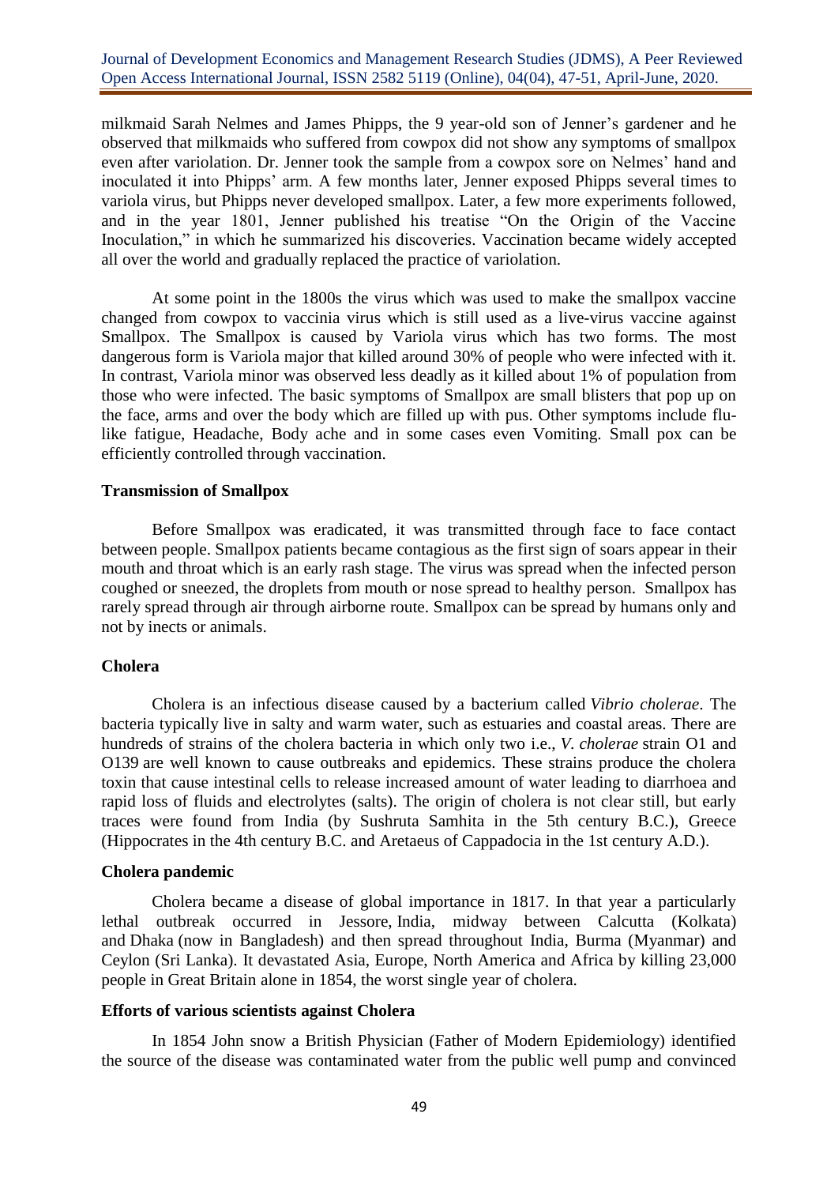milkmaid Sarah Nelmes and James Phipps, the 9 year-old son of Jenner's gardener and he observed that milkmaids who suffered from cowpox did not show any symptoms of smallpox even after variolation. Dr. Jenner took the sample from a cowpox sore on Nelmes' hand and inoculated it into Phipps' arm. A few months later, Jenner exposed Phipps several times to variola virus, but Phipps never developed smallpox. Later, a few more experiments followed, and in the year 1801, Jenner published his treatise "On the Origin of the Vaccine Inoculation," in which he summarized his discoveries. Vaccination became widely accepted all over the world and gradually replaced the practice of variolation.

At some point in the 1800s the virus which was used to make the smallpox vaccine changed from cowpox to vaccinia virus which is still used as a live-virus vaccine against Smallpox. The Smallpox is caused by Variola virus which has two forms. The most dangerous form is Variola major that killed around 30% of people who were infected with it. In contrast, Variola minor was observed less deadly as it killed about 1% of population from those who were infected. The basic symptoms of Smallpox are small blisters that pop up on the face, arms and over the body which are filled up with pus. Other symptoms include flu-like fatigue, Headache, Body ache and in some cases even Vomiting. Small pox can be efficiently controlled through vaccination.

### Transmission of Smallpox

Before Smallpox was eradicated, it was transmitted through face to face contact between people. Smallpox patients became contagious as the first sign of soars appear in their mouth and throat which is an early rash stage. The virus was spread when the infected person coughed or sneezed, the droplets from mouth or nose spread to healthy person. Smallpox has rarely spread through air through airborne route. Smallpox can be spread by humans only and not by inects or animals.

### Cholera

Cholera is an infectious disease caused by a bacterium called *Vibrio cholerae*. The bacteria typically live in salty and warm water, such as estuaries and coastal areas. There are hundreds of strains of the cholera bacteria in which only two i.e., *V. cholerae* strain O1 and O139 are well known to cause outbreaks and epidemics. These strains produce the cholera toxin that cause intestinal cells to release increased amount of water leading to diarrhoea and rapid loss of fluids and electrolytes (salts). The origin of cholera is not clear still, but early traces were found from India (by Sushruta Samhita in the 5th century B.C.), Greece (Hippocrates in the 4th century B.C. and Aretaeus of Cappadocia in the 1st century A.D.).

### Cholera pandemic

Cholera became a disease of global importance in 1817. In that year a particularly lethal outbreak occurred in Jessore, India, midway between Calcutta (Kolkata) and Dhaka (now in Bangladesh) and then spread throughout India, Burma (Myanmar) and Ceylon (Sri Lanka). It devastated Asia, Europe, North America and Africa by killing 23,000 people in Great Britain alone in 1854, the worst single year of cholera.

### Efforts of various scientists against Cholera

In 1854 John snow a British Physician (Father of Modern Epidemiology) identified the source of the disease was contaminated water from the public well pump and convinced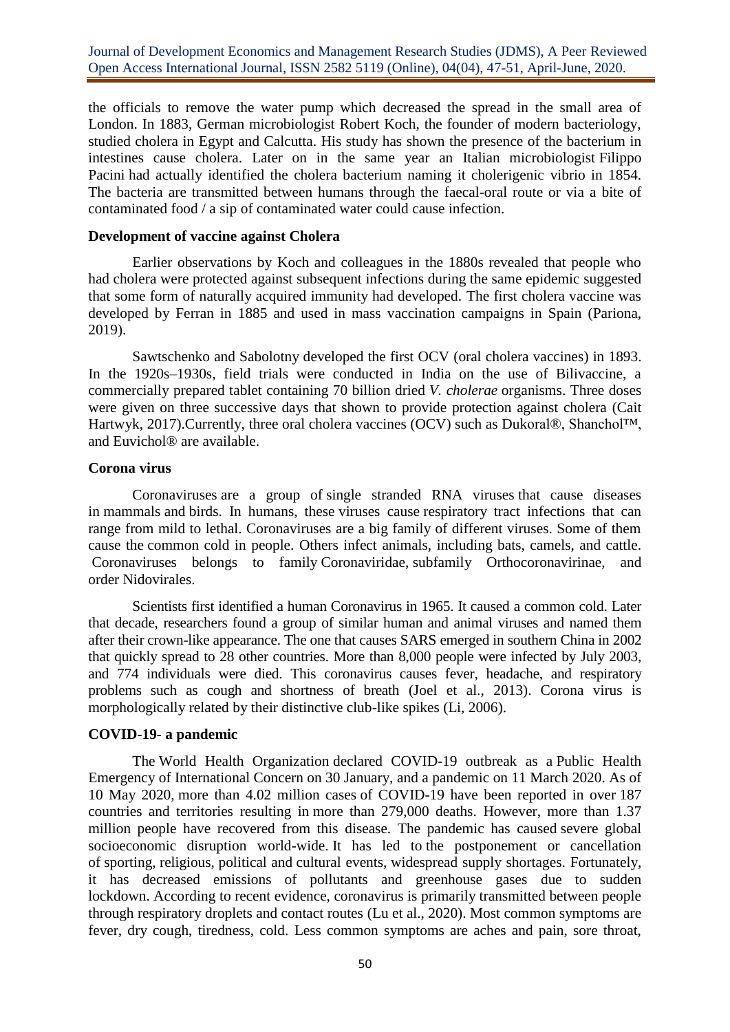the officials to remove the water pump which decreased the spread in the small area of London. In 1883, German microbiologist Robert Koch, the founder of modern bacteriology, studied cholera in Egypt and Calcutta. His study has shown the presence of the bacterium in intestines cause cholera. Later on in the same year an Italian microbiologist Filippo Pacini had actually identified the cholera bacterium naming it choleriigenic vibrio in 1854. The bacteria are transmitted between humans through the faecal-oral route or via a bite of contaminated food / a sip of contaminated water could cause infection.

**Development of vaccine against Cholera**

Earlier observations by Koch and colleagues in the 1880s revealed that people who had cholera were protected against subsequent infections during the same epidemic suggested that some form of naturally acquired immunity had developed. The first cholera vaccine was developed by Ferran in 1885 and used in mass vaccination campaigns in Spain (Pariona, 2019).

Sawtschenko and Sabolotny developed the first OCV (oral cholera vaccines) in 1893. In the 1920s–1930s, field trials were conducted in India on the use of Bilivaccine, a commercially prepared tablet containing 70 billion dried *V. cholerae* organisms. Three doses were given on three successive days that shown to provide protection against cholera (Cait Hartwyk, 2017).Currently, three oral cholera vaccines (OCV) such as Dukoral®, Shanchol™, and Euvichol® are available.

**Corona virus**

Coronaviruses are a group of single stranded RNA viruses that cause diseases in mammals and birds. In humans, these viruses cause respiratory tract infections that can range from mild to lethal. Coronaviruses are a big family of different viruses. Some of them cause the common cold in people. Others infect animals, including bats, camels, and cattle. Coronaviruses belongs to family Coronaviridae, subfamily Orthocoronavirinae, and order Nidovirales.

Scientists first identified a human Coronavirus in 1965. It caused a common cold. Later that decade, researchers found a group of similar human and animal viruses and named them after their crown-like appearance. The one that causes SARS emerged in southern China in 2002 that quickly spread to 28 other countries. More than 8,000 people were infected by July 2003, and 774 individuals were died. This coronavirus causes fever, headache, and respiratory problems such as cough and shortness of breath (Joel et al., 2013). Corona virus is morphologically related by their distinctive club-like spikes (Li, 2006).

**COVID-19- a pandemic**

The World Health Organization declared COVID-19 outbreak as a Public Health Emergency of International Concern on 30 January, and a pandemic on 11 March 2020. As of 10 May 2020, more than 4.02 million cases of COVID-19 have been reported in over 187 countries and territories resulting in more than 279,000 deaths. However, more than 1.37 million people have recovered from this disease. The pandemic has caused severe global socioeconomic disruption world-wide. It has led to the postponement or cancellation of sporting, religious, political and cultural events, widespread supply shortages. Fortunately, it has decreased emissions of pollutants and greenhouse gases due to sudden lockdown. According to recent evidence, coronavirus is primarily transmitted between people through respiratory droplets and contact routes (Lu et al., 2020). Most common symptoms are fever, dry cough, tiredness, cold. Less common symptoms are aches and pain, sore throat,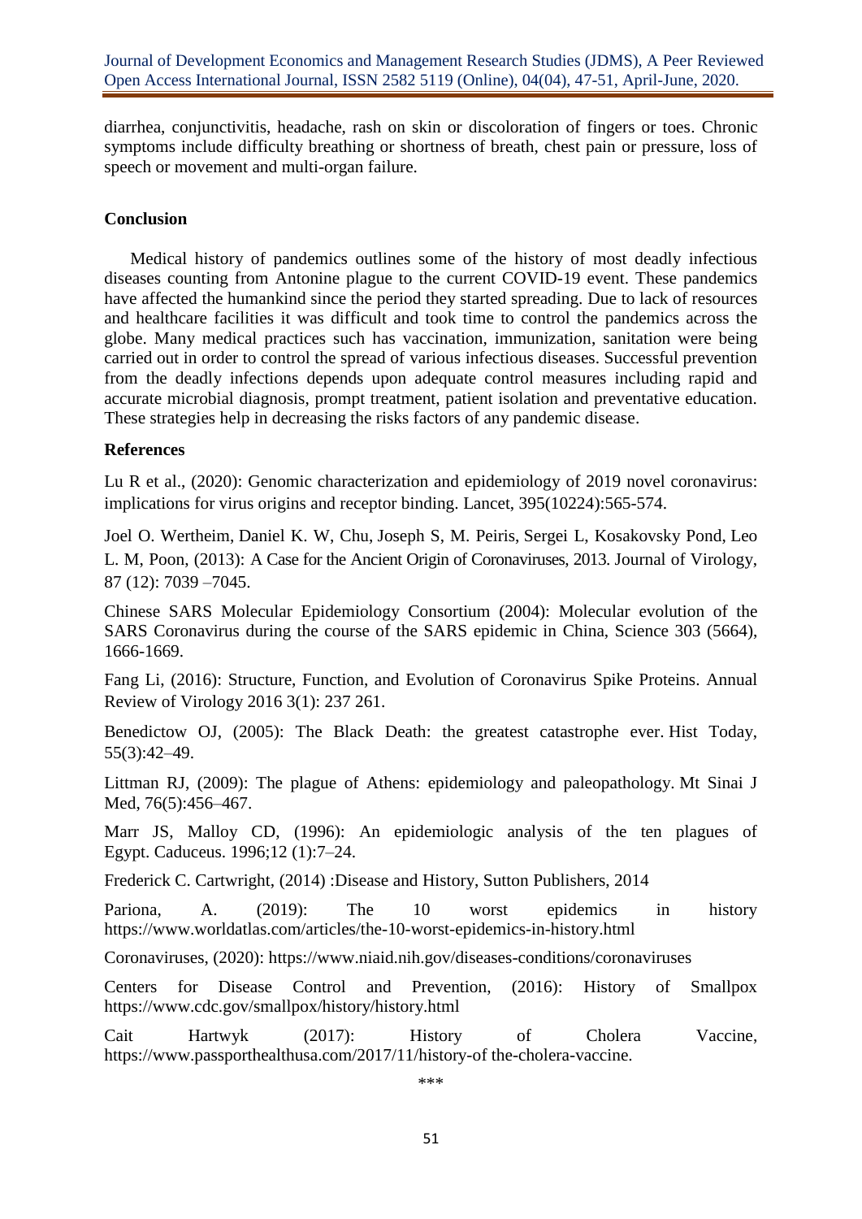diarrhea, conjunctivitis, headache, rash on skin or discoloration of fingers or toes. Chronic symptoms include difficulty breathing or shortness of breath, chest pain or pressure, loss of speech or movement and multi-organ failure.

## Conclusion

Medical history of pandemics outlines some of the history of most deadly infectious diseases counting from Antonine plague to the current COVID-19 event. These pandemics have affected the humankind since the period they started spreading. Due to lack of resources and healthcare facilities it was difficult and took time to control the pandemics across the globe. Many medical practices such has vaccination, immunization, sanitation were being carried out in order to control the spread of various infectious diseases. Successful prevention from the deadly infections depends upon adequate control measures including rapid and accurate microbial diagnosis, prompt treatment, patient isolation and preventative education. These strategies help in decreasing the risks factors of any pandemic disease.

## References

Lu R et al., (2020): Genomic characterization and epidemiology of 2019 novel coronavirus: implications for virus origins and receptor binding. Lancet, 395(10224):565-574.

Joel O. Wertheim, Daniel K. W, Chu, Joseph S, M. Peiris, Sergei L, Kosakovsky Pond, Leo L. M, Poon, (2013): A Case for the Ancient Origin of Coronaviruses, 2013. Journal of Virology, 87 (12): 7039 –7045.

Chinese SARS Molecular Epidemiology Consortium (2004): Molecular evolution of the SARS Coronavirus during the course of the SARS epidemic in China, Science 303 (5664), 1666-1669.

Fang Li, (2016): Structure, Function, and Evolution of Coronavirus Spike Proteins. Annual Review of Virology 2016 3(1): 237 261.

Benedictow OJ, (2005): The Black Death: the greatest catastrophe ever. Hist Today, 55(3):42–49.

Littman RJ, (2009): The plague of Athens: epidemiology and paleopathology. Mt Sinai J Med, 76(5):456–467.

Marr JS, Malloy CD, (1996): An epidemiologic analysis of the ten plagues of Egypt. Caduceus. 1996;12 (1):7–24.

Frederick C. Cartwright, (2014) :Disease and History, Sutton Publishers, 2014

Pariona, A. (2019): The 10 worst epidemics in history https://www.worldatlas.com/articles/the-10-worst-epidemics-in-history.html

Coronaviruses, (2020): https://www.niaid.nih.gov/diseases-conditions/coronaviruses

Centers for Disease Control and Prevention, (2016): History of Smallpox https://www.cdc.gov/smallpox/history/history.html

Cait Hartwyk (2017): History of Cholera Vaccine, https://www.passporthealthusa.com/2017/11/history-of the-cholera-vaccine.

***